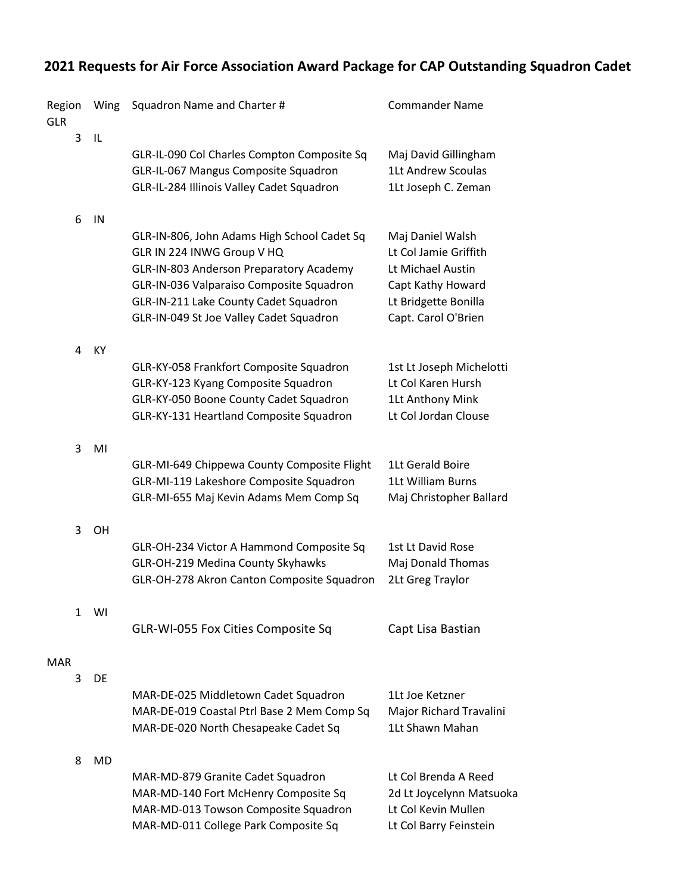# 2021 Requests for Air Force Association Award Package for CAP Outstanding Squadron Cadet

| Region | Wing | Squadron Name and Charter # | Commander Name |
|---|---|---|---|
| GLR | | | |
| 3 | IL | | |
| | | GLR-IL-090 Col Charles Compton Composite Sq | Maj David Gillingham |
| | | GLR-IL-067 Mangus Composite Squadron | 1Lt Andrew Scoulas |
| | | GLR-IL-284 Illinois Valley Cadet Squadron | 1Lt Joseph C. Zeman |
| 6 | IN | | |
| | | GLR-IN-806, John Adams High School Cadet Sq | Maj Daniel Walsh |
| | | GLR IN 224 INWG Group V HQ | Lt Col Jamie Griffith |
| | | GLR-IN-803 Anderson Preparatory Academy | Lt Michael Austin |
| | | GLR-IN-036 Valparaiso Composite Squadron | Capt Kathy Howard |
| | | GLR-IN-211 Lake County Cadet Squadron | Lt Bridgette Bonilla |
| | | GLR-IN-049 St Joe Valley Cadet Squadron | Capt. Carol O'Brien |
| 4 | KY | | |
| | | GLR-KY-058 Frankfort Composite Squadron | 1st Lt Joseph Michelotti |
| | | GLR-KY-123 Kyang Composite Squadron | Lt Col Karen Hursh |
| | | GLR-KY-050 Boone County Cadet Squadron | 1Lt Anthony Mink |
| | | GLR-KY-131 Heartland Composite Squadron | Lt Col Jordan Clouse |
| 3 | MI | | |
| | | GLR-MI-649 Chippewa County Composite Flight | 1Lt Gerald Boire |
| | | GLR-MI-119 Lakeshore Composite Squadron | 1Lt William Burns |
| | | GLR-MI-655 Maj Kevin Adams Mem Comp Sq | Maj Christopher Ballard |
| 3 | OH | | |
| | | GLR-OH-234 Victor A Hammond Composite Sq | 1st Lt David Rose |
| | | GLR-OH-219 Medina County Skyhawks | Maj Donald Thomas |
| | | GLR-OH-278 Akron Canton Composite Squadron | 2Lt Greg Traylor |
| 1 | WI | | |
| | | GLR-WI-055 Fox Cities Composite Sq | Capt Lisa Bastian |
| MAR | | | |
| 3 | DE | | |
| | | MAR-DE-025 Middletown Cadet Squadron | 1Lt Joe Ketzner |
| | | MAR-DE-019 Coastal Ptrl Base 2 Mem Comp Sq | Major Richard Travalini |
| | | MAR-DE-020 North Chesapeake Cadet Sq | 1Lt Shawn Mahan |
| 8 | MD | | |
| | | MAR-MD-879 Granite Cadet Squadron | Lt Col Brenda A Reed |
| | | MAR-MD-140 Fort McHenry Composite Sq | 2d Lt Joycelynn Matsuoka |
| | | MAR-MD-013 Towson Composite Squadron | Lt Col Kevin Mullen |
| | | MAR-MD-011 College Park Composite Sq | Lt Col Barry Feinstein |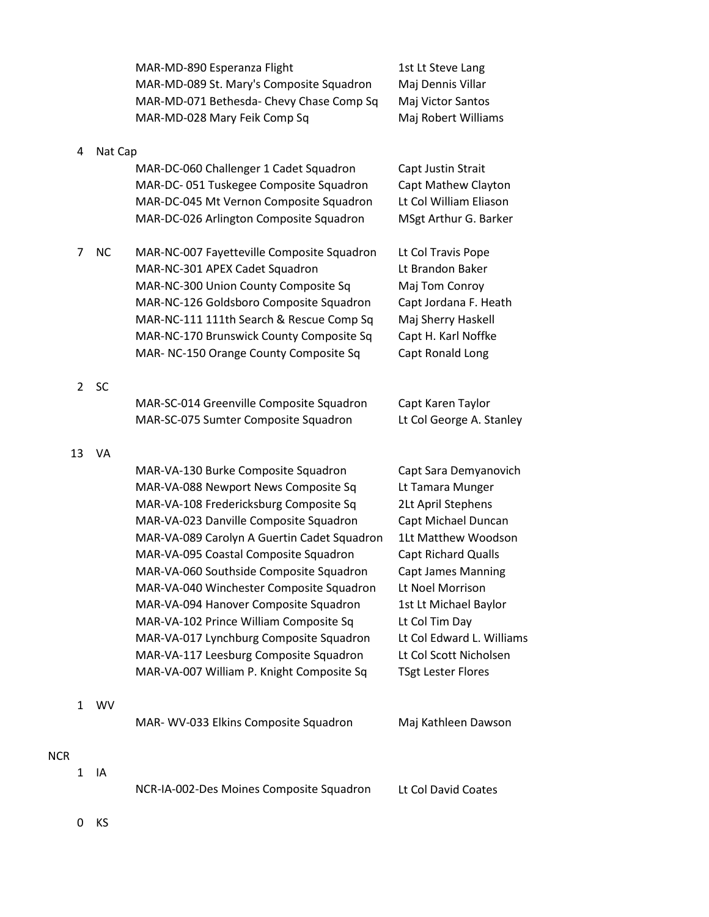| | | | |
|---|---|---|---|
| | | MAR-MD-890 Esperanza Flight | 1st Lt Steve Lang |
| | | MAR-MD-089 St. Mary's Composite Squadron | Maj Dennis Villar |
| | | MAR-MD-071 Bethesda- Chevy Chase Comp Sq | Maj Victor Santos |
| | | MAR-MD-028 Mary Feik Comp Sq | Maj Robert Williams |
| | 4 | Nat Cap | |
| | | MAR-DC-060 Challenger 1 Cadet Squadron | Capt Justin Strait |
| | | MAR-DC- 051 Tuskegee Composite Squadron | Capt Mathew Clayton |
| | | MAR-DC-045 Mt Vernon Composite Squadron | Lt Col William Eliason |
| | | MAR-DC-026 Arlington Composite Squadron | MSgt Arthur G. Barker |
| | 7 | NC | |
| | | MAR-NC-007 Fayetteville Composite Squadron | Lt Col Travis Pope |
| | | MAR-NC-301 APEX Cadet Squadron | Lt Brandon Baker |
| | | MAR-NC-300 Union County Composite Sq | Maj Tom Conroy |
| | | MAR-NC-126 Goldsboro Composite Squadron | Capt Jordana F. Heath |
| | | MAR-NC-111 111th Search & Rescue Comp Sq | Maj Sherry Haskell |
| | | MAR-NC-170 Brunswick County Composite Sq | Capt H. Karl Noffke |
| | | MAR- NC-150 Orange County Composite Sq | Capt Ronald Long |
| | 2 | SC | |
| | | MAR-SC-014 Greenville Composite Squadron | Capt Karen Taylor |
| | | MAR-SC-075 Sumter Composite Squadron | Lt Col George A. Stanley |
| | 13 | VA | |
| | | MAR-VA-130 Burke Composite Squadron | Capt Sara Demyanovich |
| | | MAR-VA-088 Newport News Composite Sq | Lt Tamara Munger |
| | | MAR-VA-108 Fredericksburg Composite Sq | 2Lt April Stephens |
| | | MAR-VA-023 Danville Composite Squadron | Capt Michael Duncan |
| | | MAR-VA-089 Carolyn A Guertin Cadet Squadron | 1Lt Matthew Woodson |
| | | MAR-VA-095 Coastal Composite Squadron | Capt Richard Qualls |
| | | MAR-VA-060 Southside Composite Squadron | Capt James Manning |
| | | MAR-VA-040 Winchester Composite Squadron | Lt Noel Morrison |
| | | MAR-VA-094 Hanover Composite Squadron | 1st Lt Michael Baylor |
| | | MAR-VA-102 Prince William Composite Sq | Lt Col Tim Day |
| | | MAR-VA-017 Lynchburg Composite Squadron | Lt Col Edward L. Williams |
| | | MAR-VA-117 Leesburg Composite Squadron | Lt Col Scott Nicholsen |
| | | MAR-VA-007 William P. Knight Composite Sq | TSgt Lester Flores |
| | 1 | WV | |
| | | MAR- WV-033 Elkins Composite Squadron | Maj Kathleen Dawson |
| NCR | | | |
| | 1 | IA | |
| | | NCR-IA-002-Des Moines Composite Squadron | Lt Col David Coates |
| | 0 | KS | |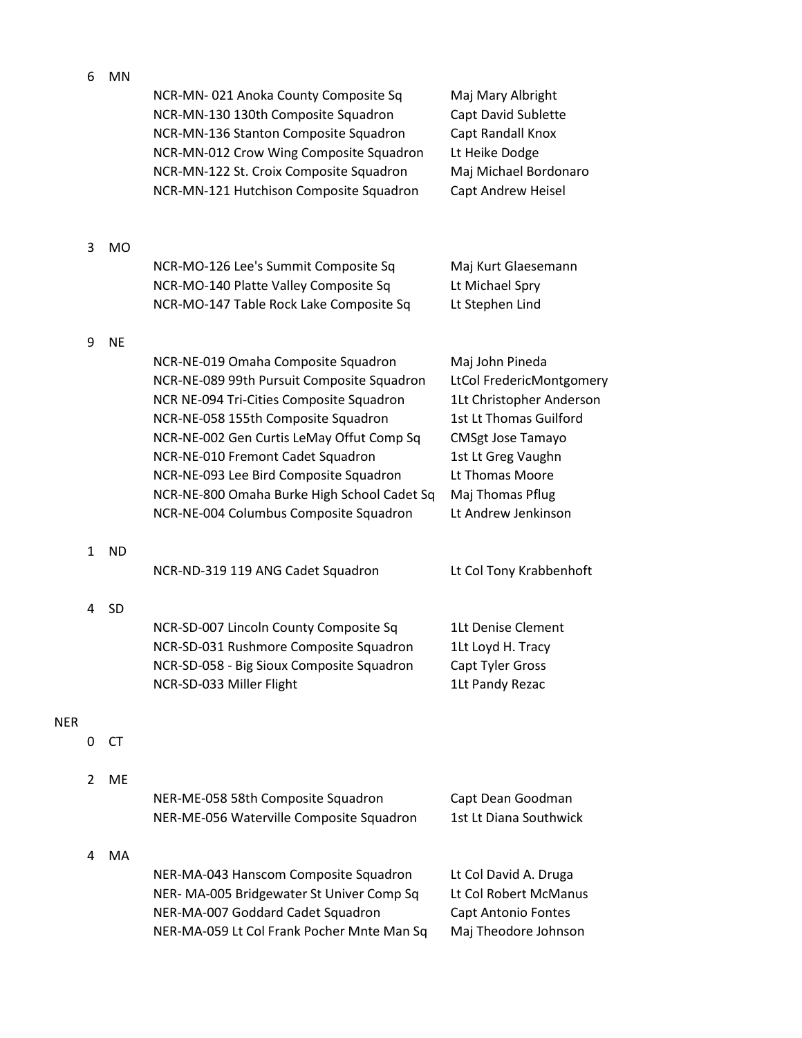| | | | |
|---|---|---|---|
| | 6 | MN | | |
| | | NCR-MN- 021 Anoka County Composite Sq | Maj Mary Albright |
| | | NCR-MN-130 130th Composite Squadron | Capt David Sublette |
| | | NCR-MN-136 Stanton Composite Squadron | Capt Randall Knox |
| | | NCR-MN-012 Crow Wing Composite Squadron | Lt Heike Dodge |
| | | NCR-MN-122 St. Croix Composite Squadron | Maj Michael Bordonaro |
| | | NCR-MN-121 Hutchison Composite Squadron | Capt Andrew Heisel |
| | 3 | MO | |
| | | NCR-MO-126 Lee's Summit Composite Sq | Maj Kurt Glaesemann |
| | | NCR-MO-140 Platte Valley Composite Sq | Lt Michael Spry |
| | | NCR-MO-147 Table Rock Lake Composite Sq | Lt Stephen Lind |
| | 9 | NE | |
| | | NCR-NE-019 Omaha Composite Squadron | Maj John Pineda |
| | | NCR-NE-089 99th Pursuit Composite Squadron | LtCol FredericMontgomery |
| | | NCR NE-094 Tri-Cities Composite Squadron | 1Lt Christopher Anderson |
| | | NCR-NE-058 155th Composite Squadron | 1st Lt Thomas Guilford |
| | | NCR-NE-002 Gen Curtis LeMay Offut Comp Sq | CMSgt Jose Tamayo |
| | | NCR-NE-010 Fremont Cadet Squadron | 1st Lt Greg Vaughn |
| | | NCR-NE-093 Lee Bird Composite Squadron | Lt Thomas Moore |
| | | NCR-NE-800 Omaha Burke High School Cadet Sq | Maj Thomas Pflug |
| | | NCR-NE-004 Columbus Composite Squadron | Lt Andrew Jenkinson |
| | 1 | ND | |
| | | NCR-ND-319 119 ANG Cadet Squadron | Lt Col Tony Krabbenhoft |
| | 4 | SD | |
| | | NCR-SD-007 Lincoln County Composite Sq | 1Lt Denise Clement |
| | | NCR-SD-031 Rushmore Composite Squadron | 1Lt Loyd H. Tracy |
| | | NCR-SD-058 - Big Sioux Composite Squadron | Capt Tyler Gross |
| | | NCR-SD-033 Miller Flight | 1Lt Pandy Rezac |
| NER | | | |
| | 0 | CT | |
| | 2 | ME | |
| | | NER-ME-058 58th Composite Squadron | Capt Dean Goodman |
| | | NER-ME-056 Waterville Composite Squadron | 1st Lt Diana Southwick |
| | 4 | MA | |
| | | NER-MA-043 Hanscom Composite Squadron | Lt Col David A. Druga |
| | | NER- MA-005 Bridgewater St Univer Comp Sq | Lt Col Robert McManus |
| | | NER-MA-007 Goddard Cadet Squadron | Capt Antonio Fontes |
| | | NER-MA-059 Lt Col Frank Pocher Mnte Man Sq | Maj Theodore Johnson |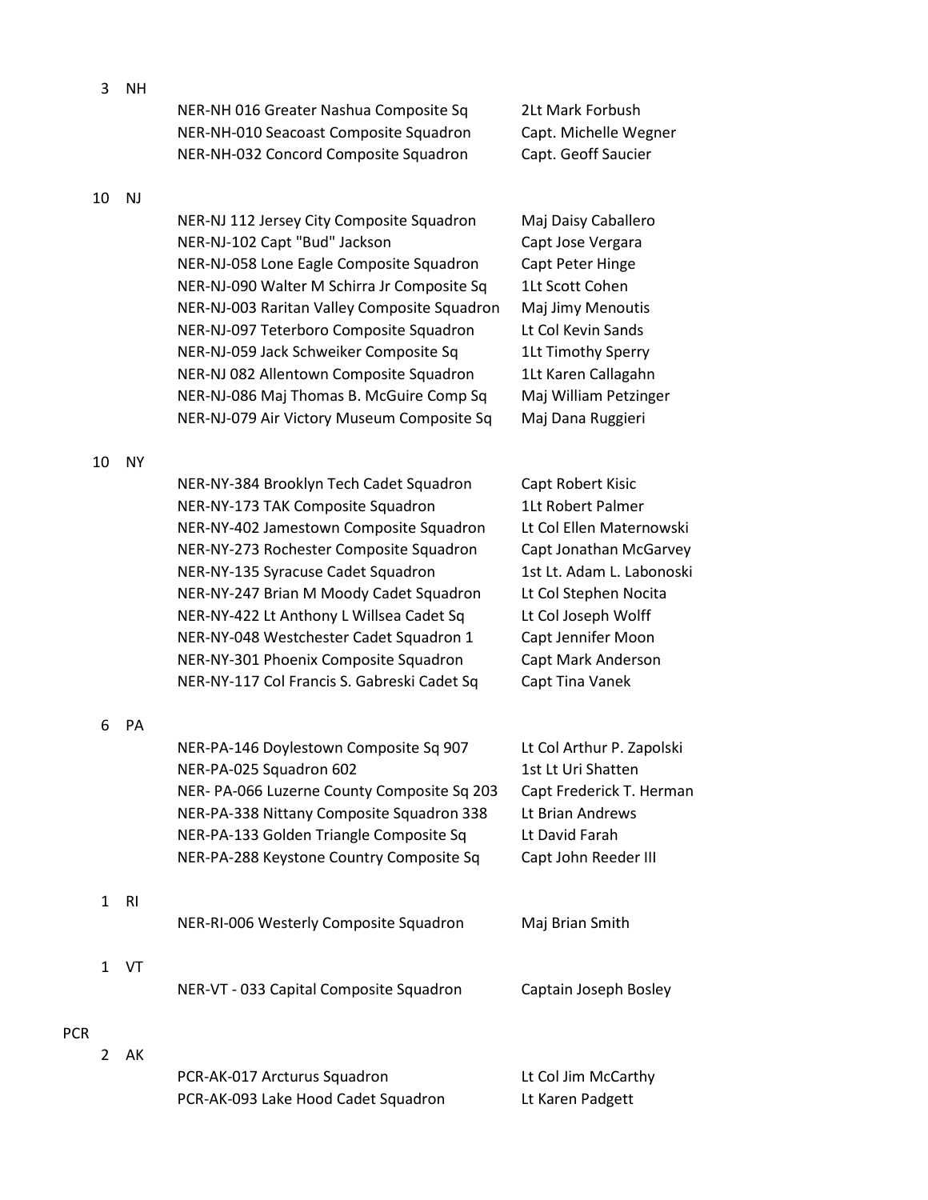| | | | |
|---|---|---|---|
| 3 | NH | | |
| | | NER-NH 016 Greater Nashua Composite Sq | 2Lt Mark Forbush |
| | | NER-NH-010 Seacoast Composite Squadron | Capt. Michelle Wegner |
| | | NER-NH-032 Concord Composite Squadron | Capt. Geoff Saucier |
| 10 | NJ | | |
| | | NER-NJ 112 Jersey City Composite Squadron | Maj Daisy Caballero |
| | | NER-NJ-102 Capt "Bud" Jackson | Capt Jose Vergara |
| | | NER-NJ-058 Lone Eagle Composite Squadron | Capt Peter Hinge |
| | | NER-NJ-090 Walter M Schirra Jr Composite Sq | 1Lt Scott Cohen |
| | | NER-NJ-003 Raritan Valley Composite Squadron | Maj Jimy Menoutis |
| | | NER-NJ-097 Teterboro Composite Squadron | Lt Col Kevin Sands |
| | | NER-NJ-059 Jack Schweiker Composite Sq | 1Lt Timothy Sperry |
| | | NER-NJ 082 Allentown Composite Squadron | 1Lt Karen Callagahn |
| | | NER-NJ-086 Maj Thomas B. McGuire Comp Sq | Maj William Petzinger |
| | | NER-NJ-079 Air Victory Museum Composite Sq | Maj Dana Ruggieri |
| 10 | NY | | |
| | | NER-NY-384 Brooklyn Tech Cadet Squadron | Capt Robert Kisic |
| | | NER-NY-173 TAK Composite Squadron | 1Lt Robert Palmer |
| | | NER-NY-402 Jamestown Composite Squadron | Lt Col Ellen Maternowski |
| | | NER-NY-273 Rochester Composite Squadron | Capt Jonathan McGarvey |
| | | NER-NY-135 Syracuse Cadet Squadron | 1st Lt. Adam L. Labonoski |
| | | NER-NY-247 Brian M Moody Cadet Squadron | Lt Col Stephen Nocita |
| | | NER-NY-422 Lt Anthony L Willsea Cadet Sq | Lt Col Joseph Wolff |
| | | NER-NY-048 Westchester Cadet Squadron 1 | Capt Jennifer Moon |
| | | NER-NY-301 Phoenix Composite Squadron | Capt Mark Anderson |
| | | NER-NY-117 Col Francis S. Gabreski Cadet Sq | Capt Tina Vanek |
| 6 | PA | | |
| | | NER-PA-146 Doylestown Composite Sq 907 | Lt Col Arthur P. Zapolski |
| | | NER-PA-025 Squadron 602 | 1st Lt Uri Shatten |
| | | NER- PA-066 Luzerne County Composite Sq 203 | Capt Frederick T. Herman |
| | | NER-PA-338 Nittany Composite Squadron 338 | Lt Brian Andrews |
| | | NER-PA-133 Golden Triangle Composite Sq | Lt David Farah |
| | | NER-PA-288 Keystone Country Composite Sq | Capt John Reeder III |
| 1 | RI | | |
| | | NER-RI-006 Westerly Composite Squadron | Maj Brian Smith |
| 1 | VT | | |
| | | NER-VT - 033 Capital Composite Squadron | Captain Joseph Bosley |
| PCR | | | |
| 2 | AK | | |
| | | PCR-AK-017 Arcturus Squadron | Lt Col Jim McCarthy |
| | | PCR-AK-093 Lake Hood Cadet Squadron | Lt Karen Padgett |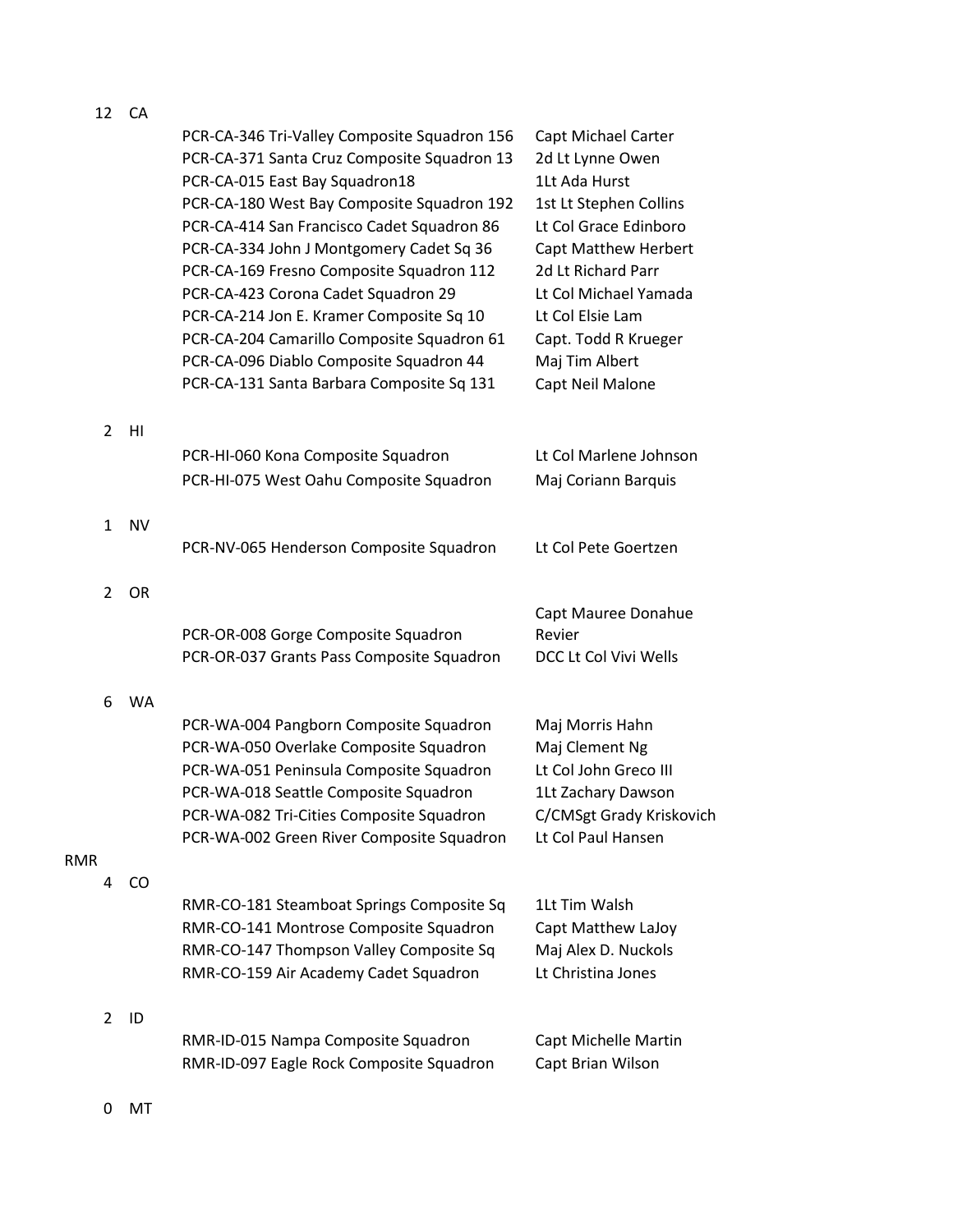| | | | |
|---|---|---|---|
| | 12 | CA | | |
| | | | PCR-CA-346 Tri-Valley Composite Squadron 156 | Capt Michael Carter |
| | | | PCR-CA-371 Santa Cruz Composite Squadron 13 | 2d Lt Lynne Owen |
| | | | PCR-CA-015 East Bay Squadron18 | 1Lt Ada Hurst |
| | | | PCR-CA-180 West Bay Composite Squadron 192 | 1st Lt Stephen Collins |
| | | | PCR-CA-414 San Francisco Cadet Squadron 86 | Lt Col Grace Edinboro |
| | | | PCR-CA-334 John J Montgomery Cadet Sq 36 | Capt Matthew Herbert |
| | | | PCR-CA-169 Fresno Composite Squadron 112 | 2d Lt Richard Parr |
| | | | PCR-CA-423 Corona Cadet Squadron 29 | Lt Col Michael Yamada |
| | | | PCR-CA-214 Jon E. Kramer Composite Sq 10 | Lt Col Elsie Lam |
| | | | PCR-CA-204 Camarillo Composite Squadron 61 | Capt. Todd R Krueger |
| | | | PCR-CA-096 Diablo Composite Squadron 44 | Maj Tim Albert |
| | | | PCR-CA-131 Santa Barbara Composite Sq 131 | Capt Neil Malone |
| | 2 | HI | | |
| | | | PCR-HI-060 Kona Composite Squadron | Lt Col Marlene Johnson |
| | | | PCR-HI-075 West Oahu Composite Squadron | Maj Coriann Barquis |
| | 1 | NV | | |
| | | | PCR-NV-065 Henderson Composite Squadron | Lt Col Pete Goertzen |
| | 2 | OR | | |
| | | | PCR-OR-008 Gorge Composite Squadron | Capt Mauree Donahue Revier |
| | | | PCR-OR-037 Grants Pass Composite Squadron | DCC Lt Col Vivi Wells |
| | 6 | WA | | |
| | | | PCR-WA-004 Pangborn Composite Squadron | Maj Morris Hahn |
| | | | PCR-WA-050 Overlake Composite Squadron | Maj Clement Ng |
| | | | PCR-WA-051 Peninsula Composite Squadron | Lt Col John Greco III |
| | | | PCR-WA-018 Seattle Composite Squadron | 1Lt Zachary Dawson |
| | | | PCR-WA-082 Tri-Cities Composite Squadron | C/CMSgt Grady Kriskovich |
| | | | PCR-WA-002 Green River Composite Squadron | Lt Col Paul Hansen |
| RMR | | | | |
| | 4 | CO | | |
| | | | RMR-CO-181 Steamboat Springs Composite Sq | 1Lt Tim Walsh |
| | | | RMR-CO-141 Montrose Composite Squadron | Capt Matthew LaJoy |
| | | | RMR-CO-147 Thompson Valley Composite Sq | Maj Alex D. Nuckols |
| | | | RMR-CO-159 Air Academy Cadet Squadron | Lt Christina Jones |
| | 2 | ID | | |
| | | | RMR-ID-015 Nampa Composite Squadron | Capt Michelle Martin |
| | | | RMR-ID-097 Eagle Rock Composite Squadron | Capt Brian Wilson |
| | 0 | MT | | |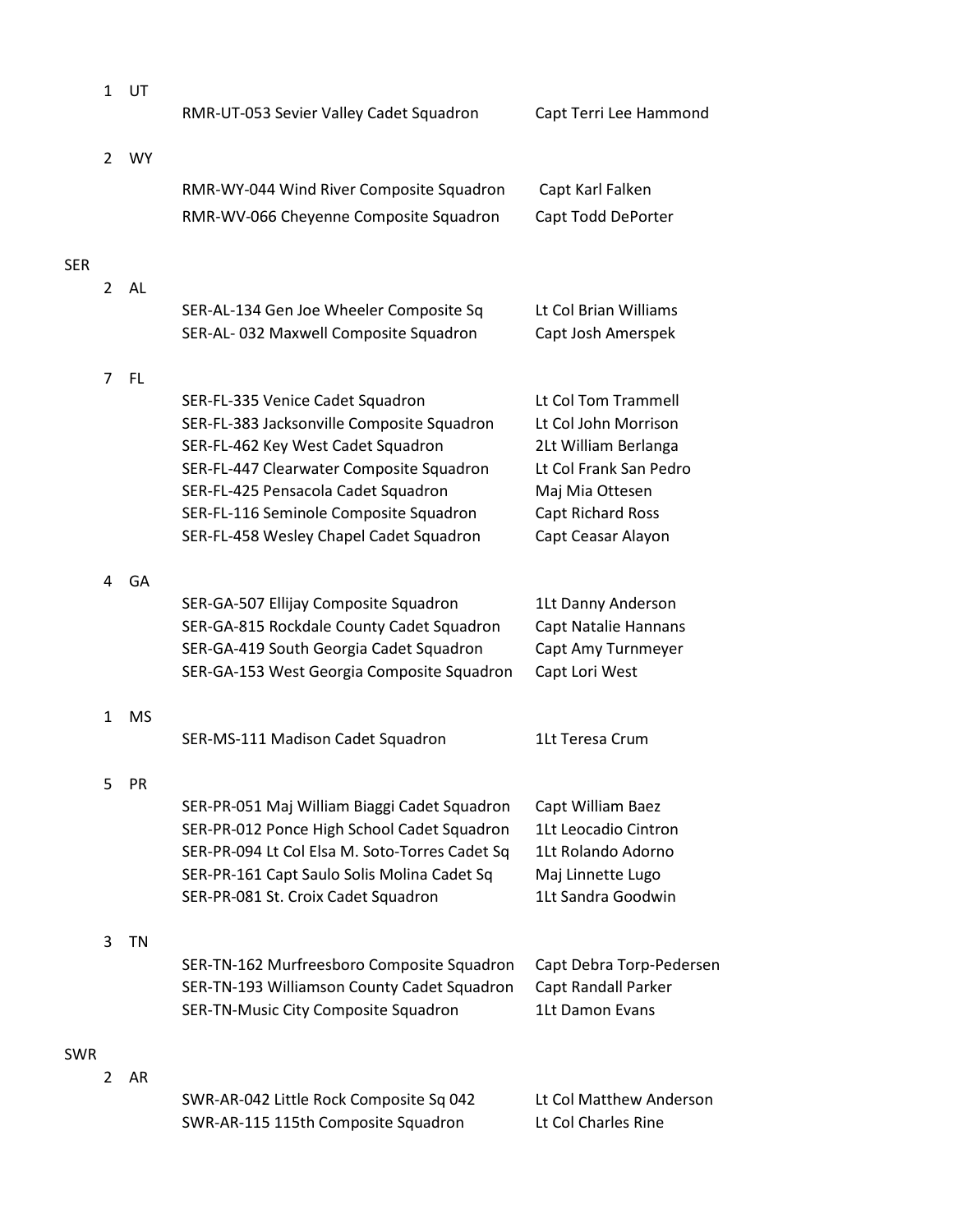| | | | |
|---|---|---|---|
| | 1 UT | | |
| | | RMR-UT-053 Sevier Valley Cadet Squadron | Capt Terri Lee Hammond |
| | 2 WY | | |
| | | RMR-WY-044 Wind River Composite Squadron | Capt Karl Falken |
| | | RMR-WV-066 Cheyenne Composite Squadron | Capt Todd DePorter |
| SER | | | |
| | 2 AL | | |
| | | SER-AL-134 Gen Joe Wheeler Composite Sq | Lt Col Brian Williams |
| | | SER-AL- 032 Maxwell Composite Squadron | Capt Josh Amerspek |
| | 7 FL | | |
| | | SER-FL-335 Venice Cadet Squadron | Lt Col Tom Trammell |
| | | SER-FL-383 Jacksonville Composite Squadron | Lt Col John Morrison |
| | | SER-FL-462 Key West Cadet Squadron | 2Lt William Berlanga |
| | | SER-FL-447 Clearwater Composite Squadron | Lt Col Frank San Pedro |
| | | SER-FL-425 Pensacola Cadet Squadron | Maj Mia Ottesen |
| | | SER-FL-116 Seminole Composite Squadron | Capt Richard Ross |
| | | SER-FL-458 Wesley Chapel Cadet Squadron | Capt Ceasar Alayon |
| | 4 GA | | |
| | | SER-GA-507 Ellijay Composite Squadron | 1Lt Danny Anderson |
| | | SER-GA-815 Rockdale County Cadet Squadron | Capt Natalie Hannans |
| | | SER-GA-419 South Georgia Cadet Squadron | Capt Amy Turnmeyer |
| | | SER-GA-153 West Georgia Composite Squadron | Capt Lori West |
| | 1 MS | | |
| | | SER-MS-111 Madison Cadet Squadron | 1Lt Teresa Crum |
| | 5 PR | | |
| | | SER-PR-051 Maj William Biaggi Cadet Squadron | Capt William Baez |
| | | SER-PR-012 Ponce High School Cadet Squadron | 1Lt Leocadio Cintron |
| | | SER-PR-094 Lt Col Elsa M. Soto-Torres Cadet Sq | 1Lt Rolando Adorno |
| | | SER-PR-161 Capt Saulo Solis Molina Cadet Sq | Maj Linnette Lugo |
| | | SER-PR-081 St. Croix Cadet Squadron | 1Lt Sandra Goodwin |
| | 3 TN | | |
| | | SER-TN-162 Murfreesboro Composite Squadron | Capt Debra Torp-Pedersen |
| | | SER-TN-193 Williamson County Cadet Squadron | Capt Randall Parker |
| | | SER-TN-Music City Composite Squadron | 1Lt Damon Evans |
| SWR | | | |
| | 2 AR | | |
| | | SWR-AR-042 Little Rock Composite Sq 042 | Lt Col Matthew Anderson |
| | | SWR-AR-115 115th Composite Squadron | Lt Col Charles Rine |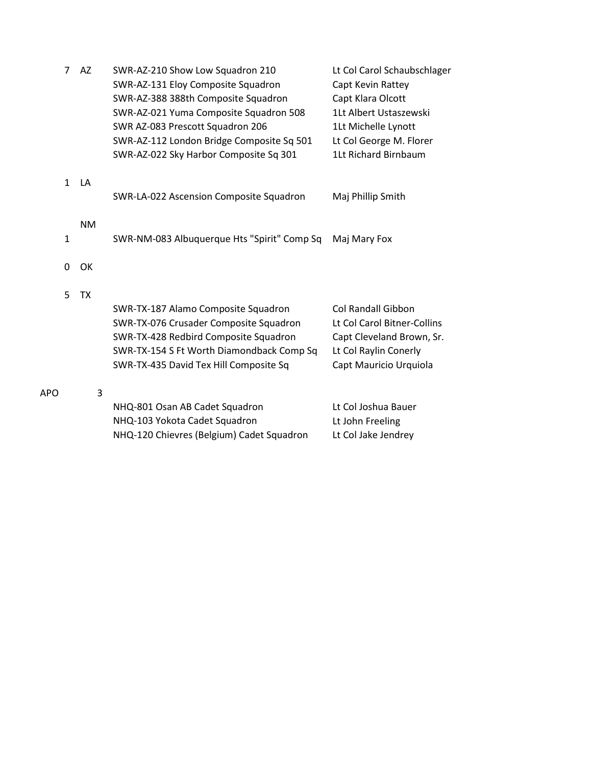| | | | |
|---|---|---|---|
| 7 | AZ | SWR-AZ-210 Show Low Squadron 210 | Lt Col Carol Schaubschlager |
| | | SWR-AZ-131 Eloy Composite Squadron | Capt Kevin Rattey |
| | | SWR-AZ-388 388th Composite Squadron | Capt Klara Olcott |
| | | SWR-AZ-021 Yuma Composite Squadron 508 | 1Lt Albert Ustaszewski |
| | | SWR AZ-083 Prescott Squadron 206 | 1Lt Michelle Lynott |
| | | SWR-AZ-112 London Bridge Composite Sq 501 | Lt Col George M. Florer |
| | | SWR-AZ-022 Sky Harbor Composite Sq 301 | 1Lt Richard Birnbaum |
| 1 | LA | | |
| | | SWR-LA-022 Ascension Composite Squadron | Maj Phillip Smith |
| | NM | | |
| 1 | | SWR-NM-083 Albuquerque Hts "Spirit" Comp Sq | Maj Mary Fox |
| 0 | OK | | |
| 5 | TX | | |
| | | SWR-TX-187 Alamo Composite Squadron | Col Randall Gibbon |
| | | SWR-TX-076 Crusader Composite Squadron | Lt Col Carol Bitner-Collins |
| | | SWR-TX-428 Redbird Composite Squadron | Capt Cleveland Brown, Sr. |
| | | SWR-TX-154 S Ft Worth Diamondback Comp Sq | Lt Col Raylin Conerly |
| | | SWR-TX-435 David Tex Hill Composite Sq | Capt Mauricio Urquiola |
| APO | 3 | | |
| | | NHQ-801 Osan AB Cadet Squadron | Lt Col Joshua Bauer |
| | | NHQ-103 Yokota Cadet Squadron | Lt John Freeling |
| | | NHQ-120 Chievres (Belgium) Cadet Squadron | Lt Col Jake Jendrey |